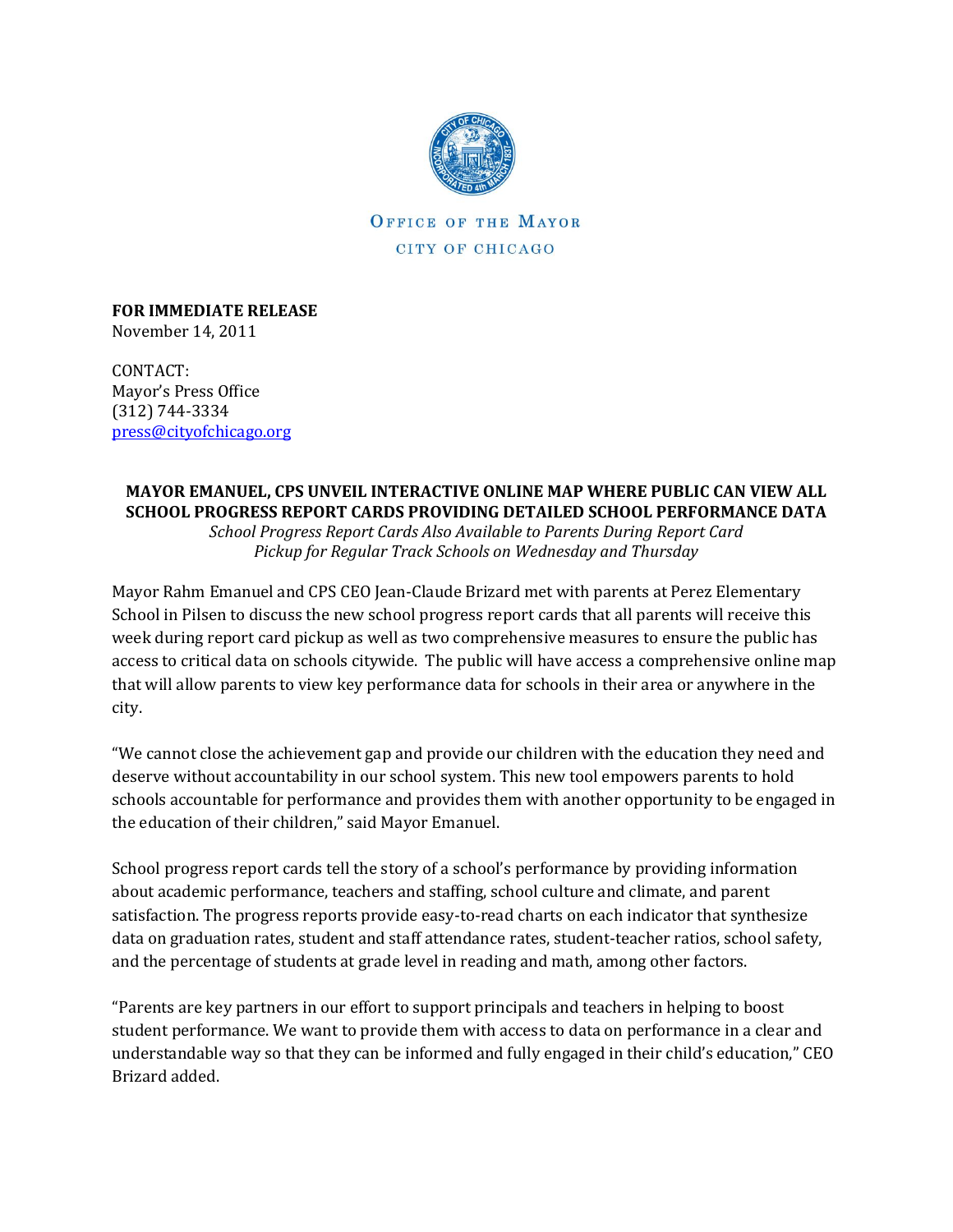OFFICE OF THE MAYOR

CITY OF CHICAGO

**FOR IMMEDIATE RELEASE**
November 14, 2011

CONTACT:
Mayor's Press Office
(312) 744-3334
press@cityofchicago.org

## MAYOR EMANUEL, CPS UNVEIL INTERACTIVE ONLINE MAP WHERE PUBLIC CAN VIEW ALL SCHOOL PROGRESS REPORT CARDS PROVIDING DETAILED SCHOOL PERFORMANCE DATA

*School Progress Report Cards Also Available to Parents During Report Card Pickup for Regular Track Schools on Wednesday and Thursday*

Mayor Rahm Emanuel and CPS CEO Jean-Claude Brizard met with parents at Perez Elementary School in Pilsen to discuss the new school progress report cards that all parents will receive this week during report card pickup as well as two comprehensive measures to ensure the public has access to critical data on schools citywide. The public will have access a comprehensive online map that will allow parents to view key performance data for schools in their area or anywhere in the city.

"We cannot close the achievement gap and provide our children with the education they need and deserve without accountability in our school system. This new tool empowers parents to hold schools accountable for performance and provides them with another opportunity to be engaged in the education of their children," said Mayor Emanuel.

School progress report cards tell the story of a school's performance by providing information about academic performance, teachers and staffing, school culture and climate, and parent satisfaction. The progress reports provide easy-to-read charts on each indicator that synthesize data on graduation rates, student and staff attendance rates, student-teacher ratios, school safety, and the percentage of students at grade level in reading and math, among other factors.

"Parents are key partners in our effort to support principals and teachers in helping to boost student performance. We want to provide them with access to data on performance in a clear and understandable way so that they can be informed and fully engaged in their child's education," CEO Brizard added.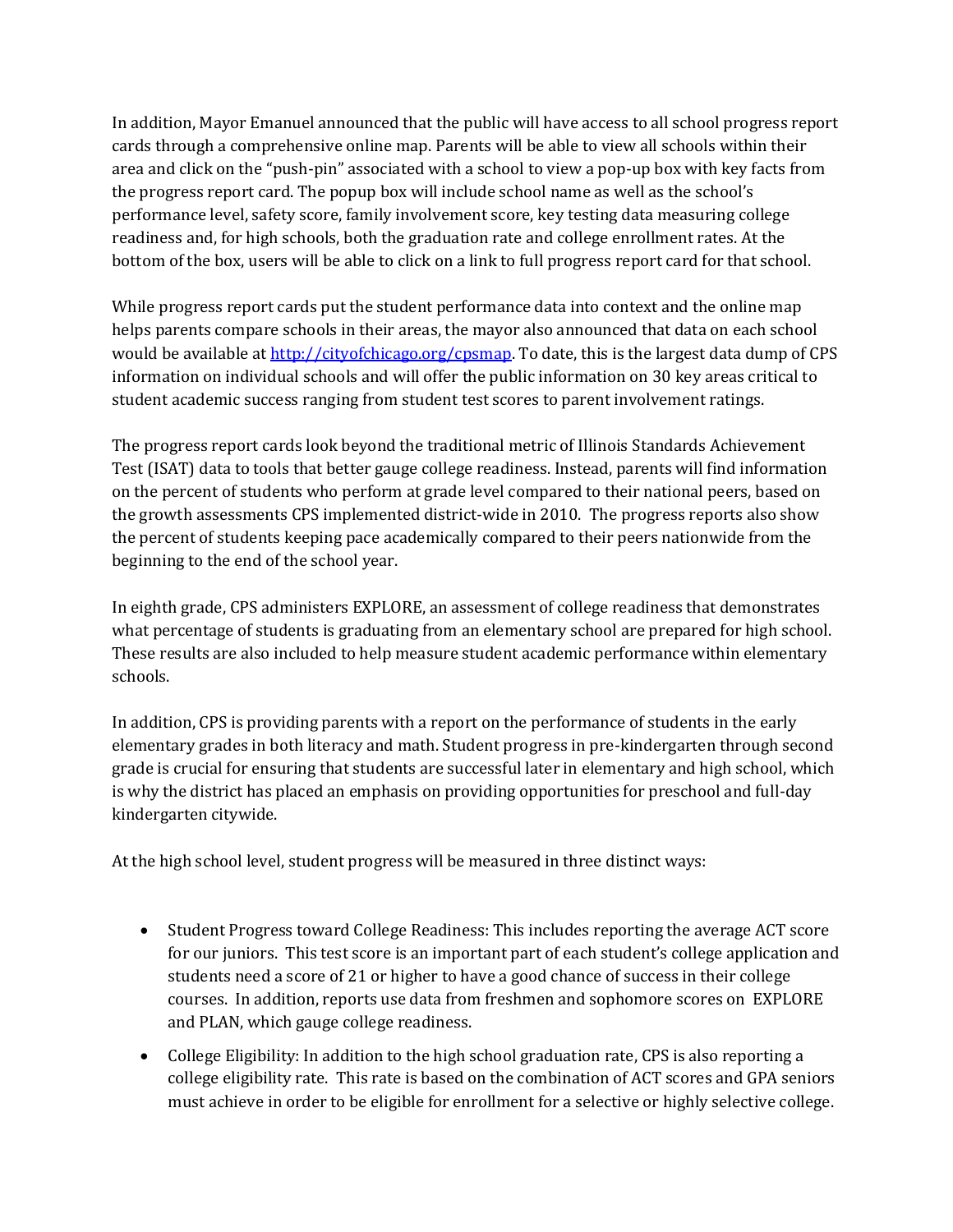In addition, Mayor Emanuel announced that the public will have access to all school progress report cards through a comprehensive online map. Parents will be able to view all schools within their area and click on the "push-pin" associated with a school to view a pop-up box with key facts from the progress report card. The popup box will include school name as well as the school's performance level, safety score, family involvement score, key testing data measuring college readiness and, for high schools, both the graduation rate and college enrollment rates. At the bottom of the box, users will be able to click on a link to full progress report card for that school.

While progress report cards put the student performance data into context and the online map helps parents compare schools in their areas, the mayor also announced that data on each school would be available at [http://cityofchicago.org/cpsmap](http://cityofchicago.org/cpsmap). To date, this is the largest data dump of CPS information on individual schools and will offer the public information on 30 key areas critical to student academic success ranging from student test scores to parent involvement ratings.

The progress report cards look beyond the traditional metric of Illinois Standards Achievement Test (ISAT) data to tools that better gauge college readiness. Instead, parents will find information on the percent of students who perform at grade level compared to their national peers, based on the growth assessments CPS implemented district-wide in 2010. The progress reports also show the percent of students keeping pace academically compared to their peers nationwide from the beginning to the end of the school year.

In eighth grade, CPS administers EXPLORE, an assessment of college readiness that demonstrates what percentage of students is graduating from an elementary school are prepared for high school. These results are also included to help measure student academic performance within elementary schools.

In addition, CPS is providing parents with a report on the performance of students in the early elementary grades in both literacy and math. Student progress in pre-kindergarten through second grade is crucial for ensuring that students are successful later in elementary and high school, which is why the district has placed an emphasis on providing opportunities for preschool and full-day kindergarten citywide.

At the high school level, student progress will be measured in three distinct ways:

- Student Progress toward College Readiness: This includes reporting the average ACT score for our juniors. This test score is an important part of each student's college application and students need a score of 21 or higher to have a good chance of success in their college courses. In addition, reports use data from freshmen and sophomore scores on EXPLORE and PLAN, which gauge college readiness.
- College Eligibility: In addition to the high school graduation rate, CPS is also reporting a college eligibility rate. This rate is based on the combination of ACT scores and GPA seniors must achieve in order to be eligible for enrollment for a selective or highly selective college.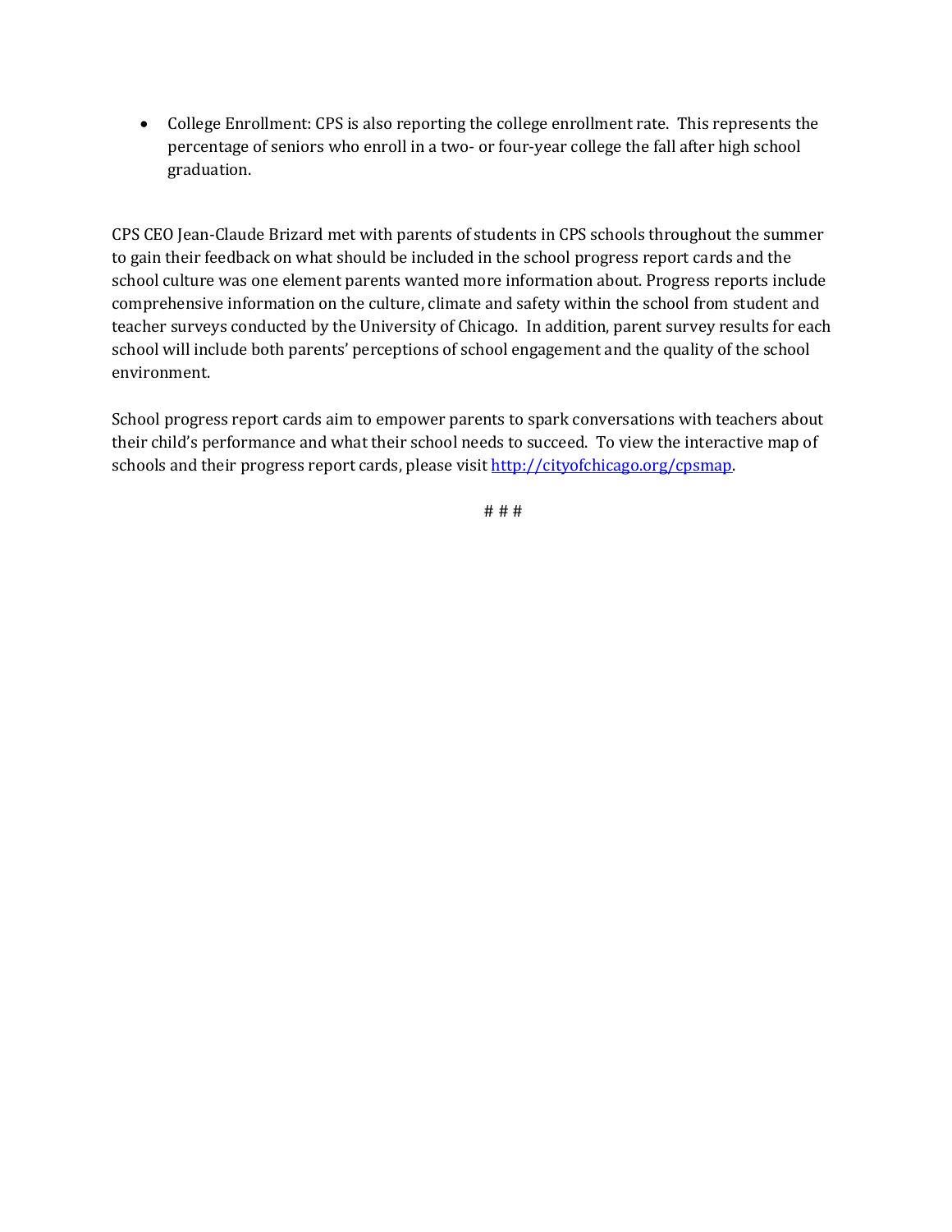- College Enrollment: CPS is also reporting the college enrollment rate. This represents the percentage of seniors who enroll in a two- or four-year college the fall after high school graduation.

CPS CEO Jean-Claude Brizard met with parents of students in CPS schools throughout the summer to gain their feedback on what should be included in the school progress report cards and the school culture was one element parents wanted more information about. Progress reports include comprehensive information on the culture, climate and safety within the school from student and teacher surveys conducted by the University of Chicago. In addition, parent survey results for each school will include both parents' perceptions of school engagement and the quality of the school environment.

School progress report cards aim to empower parents to spark conversations with teachers about their child's performance and what their school needs to succeed. To view the interactive map of schools and their progress report cards, please visit http://cityofchicago.org/cpsmap.

# # #